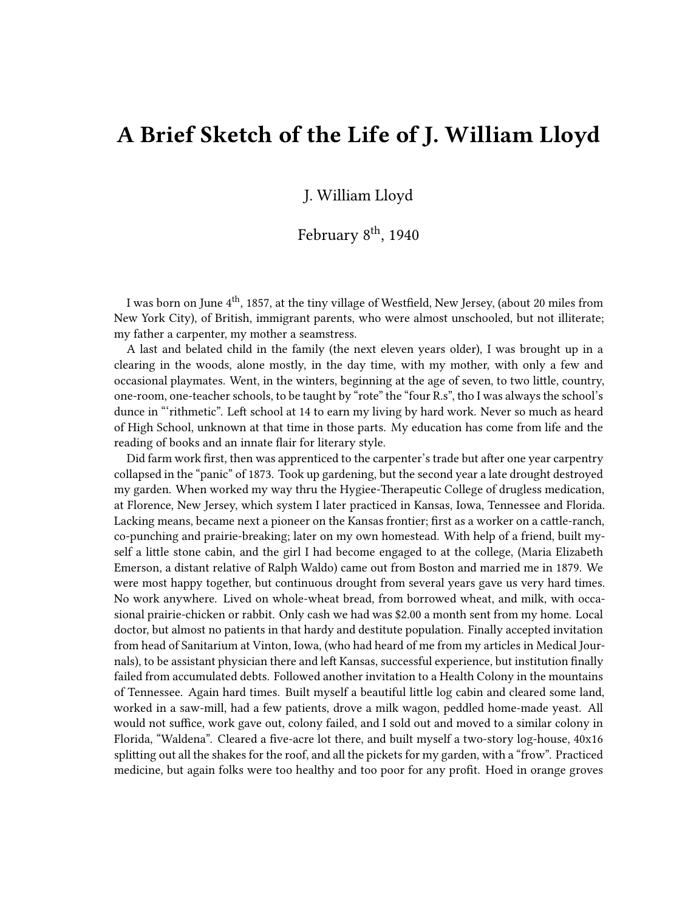# A Brief Sketch of the Life of J. William Lloyd

J. William Lloyd

February 8th, 1940

I was born on June 4th, 1857, at the tiny village of Westfield, New Jersey, (about 20 miles from New York City), of British, immigrant parents, who were almost unschooled, but not illiterate; my father a carpenter, my mother a seamstress.

A last and belated child in the family (the next eleven years older), I was brought up in a clearing in the woods, alone mostly, in the day time, with my mother, with only a few and occasional playmates. Went, in the winters, beginning at the age of seven, to two little, country, one-room, one-teacher schools, to be taught by "rote" the "four R.s", tho I was always the school's dunce in "'rithmetic". Left school at 14 to earn my living by hard work. Never so much as heard of High School, unknown at that time in those parts. My education has come from life and the reading of books and an innate flair for literary style.

Did farm work first, then was apprenticed to the carpenter's trade but after one year carpentry collapsed in the "panic" of 1873. Took up gardening, but the second year a late drought destroyed my garden. When worked my way thru the Hygiee-Therapeutic College of drugless medication, at Florence, New Jersey, which system I later practiced in Kansas, Iowa, Tennessee and Florida. Lacking means, became next a pioneer on the Kansas frontier; first as a worker on a cattle-ranch, co-punching and prairie-breaking; later on my own homestead. With help of a friend, built myself a little stone cabin, and the girl I had become engaged to at the college, (Maria Elizabeth Emerson, a distant relative of Ralph Waldo) came out from Boston and married me in 1879. We were most happy together, but continuous drought from several years gave us very hard times. No work anywhere. Lived on whole-wheat bread, from borrowed wheat, and milk, with occasional prairie-chicken or rabbit. Only cash we had was $2.00 a month sent from my home. Local doctor, but almost no patients in that hardy and destitute population. Finally accepted invitation from head of Sanitarium at Vinton, Iowa, (who had heard of me from my articles in Medical Journals), to be assistant physician there and left Kansas, successful experience, but institution finally failed from accumulated debts. Followed another invitation to a Health Colony in the mountains of Tennessee. Again hard times. Built myself a beautiful little log cabin and cleared some land, worked in a saw-mill, had a few patients, drove a milk wagon, peddled home-made yeast. All would not suffice, work gave out, colony failed, and I sold out and moved to a similar colony in Florida, "Waldena". Cleared a five-acre lot there, and built myself a two-story log-house, 40x16 splitting out all the shakes for the roof, and all the pickets for my garden, with a "frow". Practiced medicine, but again folks were too healthy and too poor for any profit. Hoed in orange groves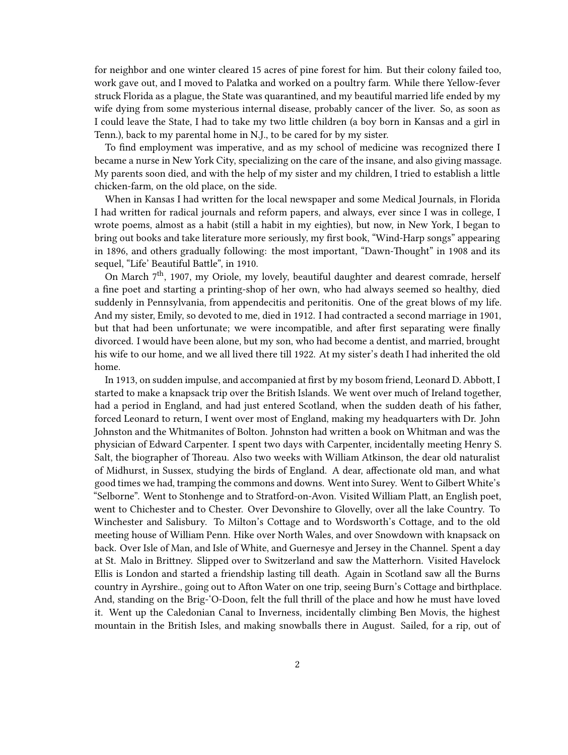for neighbor and one winter cleared 15 acres of pine forest for him. But their colony failed too, work gave out, and I moved to Palatka and worked on a poultry farm. While there Yellow-fever struck Florida as a plague, the State was quarantined, and my beautiful married life ended by my wife dying from some mysterious internal disease, probably cancer of the liver. So, as soon as I could leave the State, I had to take my two little children (a boy born in Kansas and a girl in Tenn.), back to my parental home in N.J., to be cared for by my sister.

To find employment was imperative, and as my school of medicine was recognized there I became a nurse in New York City, specializing on the care of the insane, and also giving massage. My parents soon died, and with the help of my sister and my children, I tried to establish a little chicken-farm, on the old place, on the side.

When in Kansas I had written for the local newspaper and some Medical Journals, in Florida I had written for radical journals and reform papers, and always, ever since I was in college, I wrote poems, almost as a habit (still a habit in my eighties), but now, in New York, I began to bring out books and take literature more seriously, my first book, "Wind-Harp songs" appearing in 1896, and others gradually following: the most important, "Dawn-Thought" in 1908 and its sequel, "Life' Beautiful Battle", in 1910.

On March 7th, 1907, my Oriole, my lovely, beautiful daughter and dearest comrade, herself a fine poet and starting a printing-shop of her own, who had always seemed so healthy, died suddenly in Pennsylvania, from appendecitis and peritonitis. One of the great blows of my life. And my sister, Emily, so devoted to me, died in 1912. I had contracted a second marriage in 1901, but that had been unfortunate; we were incompatible, and after first separating were finally divorced. I would have been alone, but my son, who had become a dentist, and married, brought his wife to our home, and we all lived there till 1922. At my sister's death I had inherited the old home.

In 1913, on sudden impulse, and accompanied at first by my bosom friend, Leonard D. Abbott, I started to make a knapsack trip over the British Islands. We went over much of Ireland together, had a period in England, and had just entered Scotland, when the sudden death of his father, forced Leonard to return, I went over most of England, making my headquarters with Dr. John Johnston and the Whitmanites of Bolton. Johnston had written a book on Whitman and was the physician of Edward Carpenter. I spent two days with Carpenter, incidentally meeting Henry S. Salt, the biographer of Thoreau. Also two weeks with William Atkinson, the dear old naturalist of Midhurst, in Sussex, studying the birds of England. A dear, affectionate old man, and what good times we had, tramping the commons and downs. Went into Surey. Went to Gilbert White's "Selborne". Went to Stonhenge and to Stratford-on-Avon. Visited William Platt, an English poet, went to Chichester and to Chester. Over Devonshire to Glovelly, over all the lake Country. To Winchester and Salisbury. To Milton's Cottage and to Wordsworth's Cottage, and to the old meeting house of William Penn. Hike over North Wales, and over Snowdown with knapsack on back. Over Isle of Man, and Isle of White, and Guernesye and Jersey in the Channel. Spent a day at St. Malo in Brittney. Slipped over to Switzerland and saw the Matterhorn. Visited Havelock Ellis is London and started a friendship lasting till death. Again in Scotland saw all the Burns country in Ayrshire., going out to Afton Water on one trip, seeing Burn's Cottage and birthplace. And, standing on the Brig-'O-Doon, felt the full thrill of the place and how he must have loved it. Went up the Caledonian Canal to Inverness, incidentally climbing Ben Movis, the highest mountain in the British Isles, and making snowballs there in August. Sailed, for a rip, out of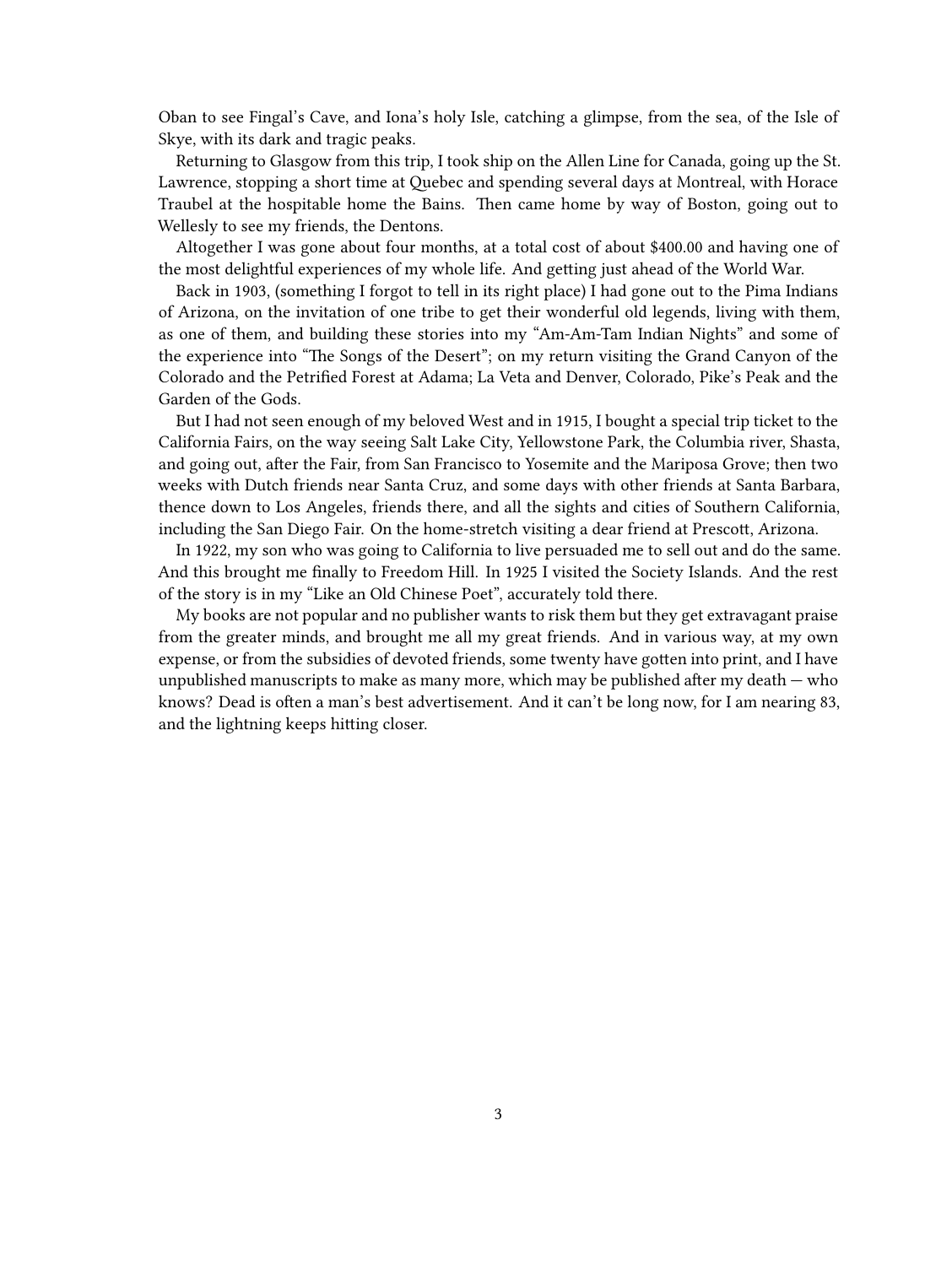Oban to see Fingal's Cave, and Iona's holy Isle, catching a glimpse, from the sea, of the Isle of Skye, with its dark and tragic peaks.

Returning to Glasgow from this trip, I took ship on the Allen Line for Canada, going up the St. Lawrence, stopping a short time at Quebec and spending several days at Montreal, with Horace Traubel at the hospitable home the Bains. Then came home by way of Boston, going out to Wellesly to see my friends, the Dentons.

Altogether I was gone about four months, at a total cost of about $400.00 and having one of the most delightful experiences of my whole life. And getting just ahead of the World War.

Back in 1903, (something I forgot to tell in its right place) I had gone out to the Pima Indians of Arizona, on the invitation of one tribe to get their wonderful old legends, living with them, as one of them, and building these stories into my "Am-Am-Tam Indian Nights" and some of the experience into "The Songs of the Desert"; on my return visiting the Grand Canyon of the Colorado and the Petrified Forest at Adama; La Veta and Denver, Colorado, Pike's Peak and the Garden of the Gods.

But I had not seen enough of my beloved West and in 1915, I bought a special trip ticket to the California Fairs, on the way seeing Salt Lake City, Yellowstone Park, the Columbia river, Shasta, and going out, after the Fair, from San Francisco to Yosemite and the Mariposa Grove; then two weeks with Dutch friends near Santa Cruz, and some days with other friends at Santa Barbara, thence down to Los Angeles, friends there, and all the sights and cities of Southern California, including the San Diego Fair. On the home-stretch visiting a dear friend at Prescott, Arizona.

In 1922, my son who was going to California to live persuaded me to sell out and do the same. And this brought me finally to Freedom Hill. In 1925 I visited the Society Islands. And the rest of the story is in my "Like an Old Chinese Poet", accurately told there.

My books are not popular and no publisher wants to risk them but they get extravagant praise from the greater minds, and brought me all my great friends. And in various way, at my own expense, or from the subsidies of devoted friends, some twenty have gotten into print, and I have unpublished manuscripts to make as many more, which may be published after my death — who knows? Dead is often a man's best advertisement. And it can't be long now, for I am nearing 83, and the lightning keeps hitting closer.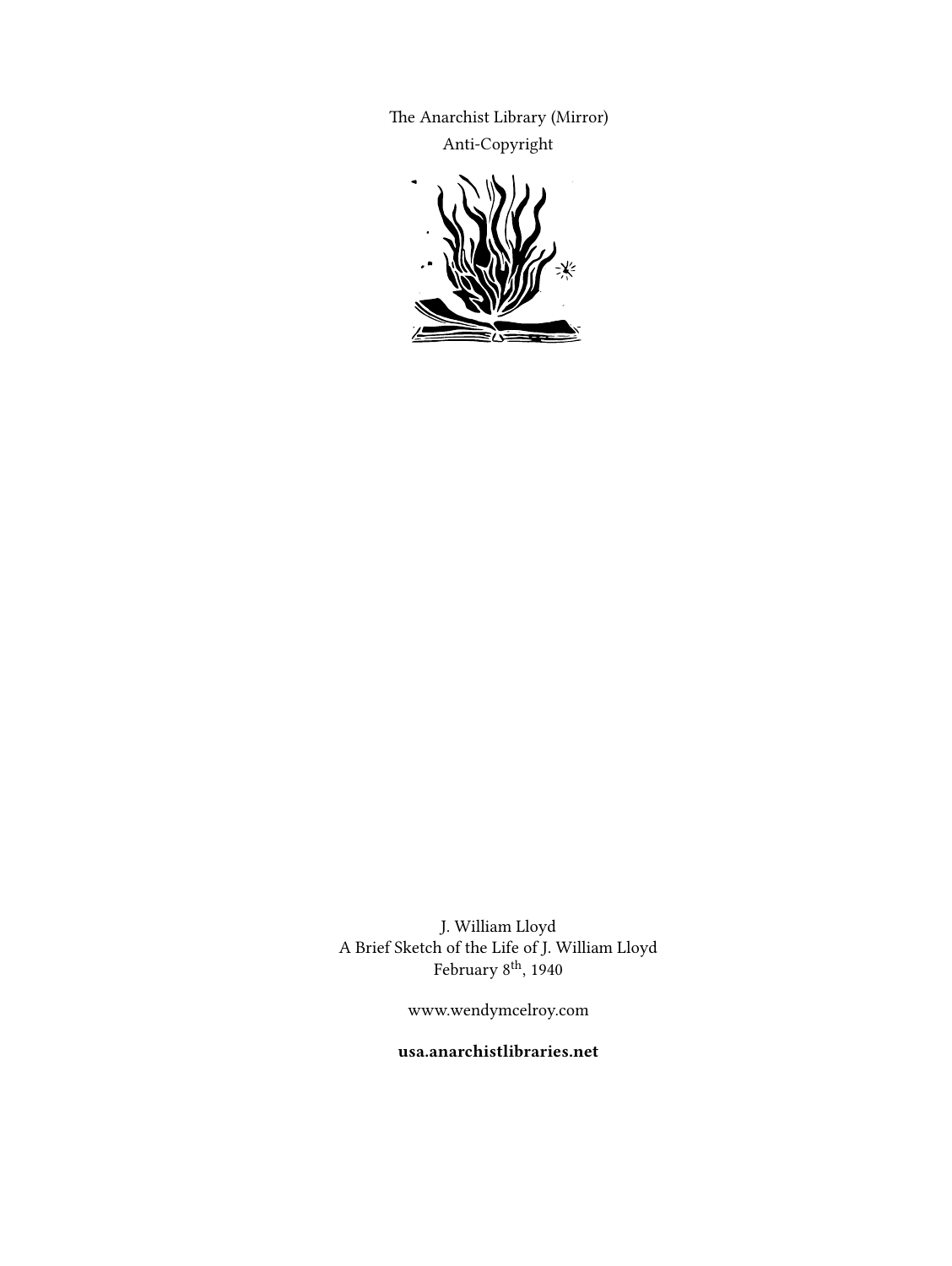The Anarchist Library (Mirror)
Anti-Copyright

J. William Lloyd
A Brief Sketch of the Life of J. William Lloyd
February 8th, 1940

www.wendymcelroy.com

**usa.anarchistlibraries.net**